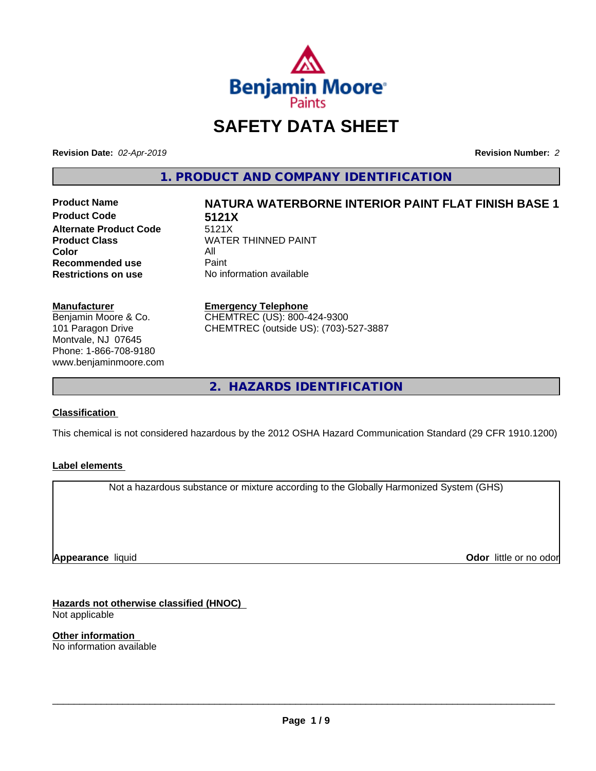Benjamin Moore Paints

# SAFETY DATA SHEET

**Revision Date:** *02-Apr-2019* **Revision Number:** *2*

## 1. PRODUCT AND COMPANY IDENTIFICATION

| | |
|---|---|
| **Product Name** | **NATURA WATERBORNE INTERIOR PAINT FLAT FINISH BASE 1** |
| **Product Code** | **5121X** |
| **Alternate Product Code** | 5121X |
| **Product Class** | WATER THINNED PAINT |
| **Color** | All |
| **Recommended use** | Paint |
| **Restrictions on use** | No information available |

**Manufacturer**
Benjamin Moore & Co.
101 Paragon Drive
Montvale, NJ 07645
Phone: 1-866-708-9180
www.benjaminmoore.com

**Emergency Telephone**
CHEMTREC (US): 800-424-9300
CHEMTREC (outside US): (703)-527-3887

## 2. HAZARDS IDENTIFICATION

**Classification**

This chemical is not considered hazardous by the 2012 OSHA Hazard Communication Standard (29 CFR 1910.1200)

**Label elements**

Not a hazardous substance or mixture according to the Globally Harmonized System (GHS)

**Appearance** liquid **Odor** little or no odor

**Hazards not otherwise classified (HNOC)**
Not applicable

**Other information**
No information available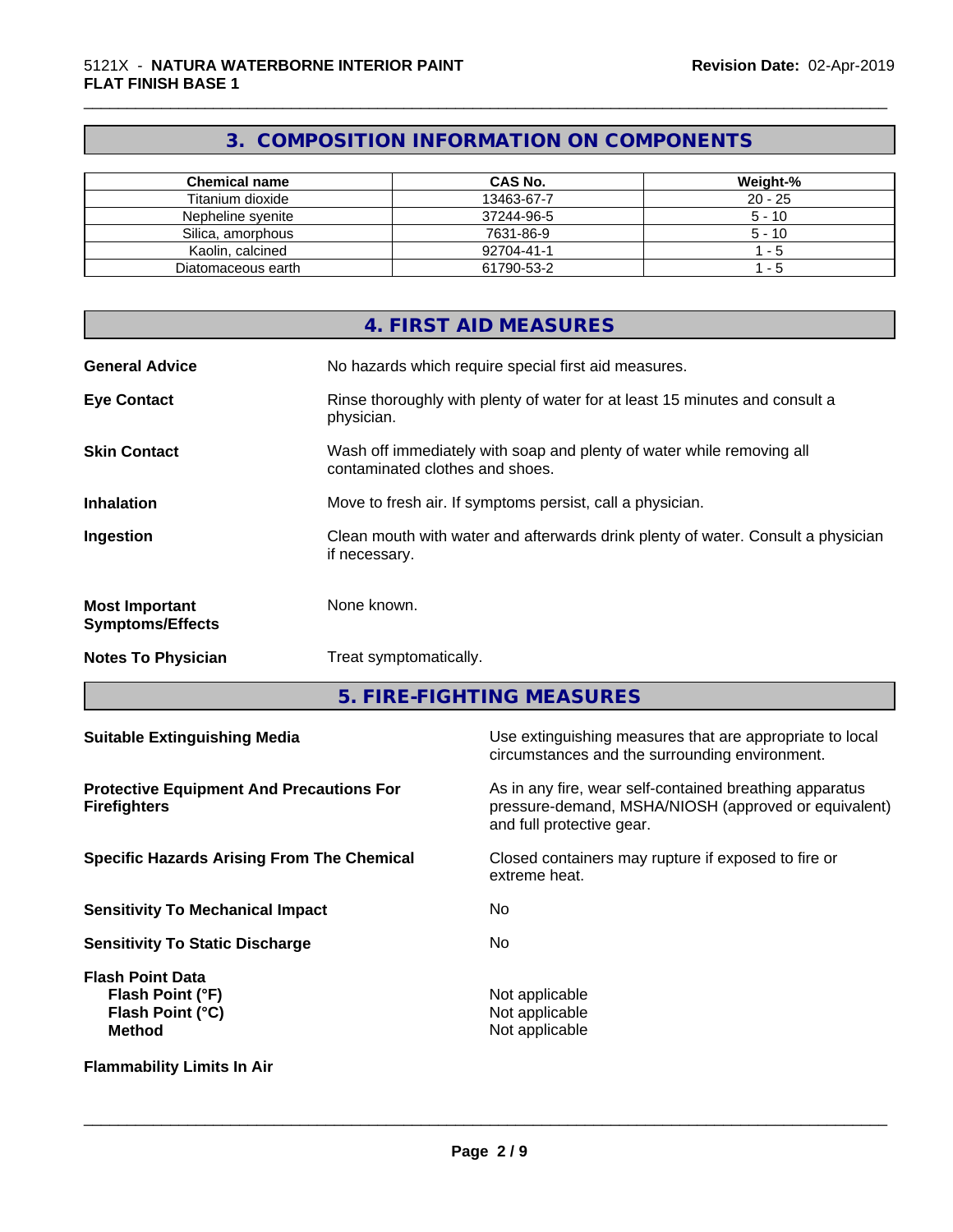## 3. COMPOSITION INFORMATION ON COMPONENTS

| Chemical name | CAS No. | Weight-% |
|---|---|---|
| Titanium dioxide | 13463-67-7 | 20 - 25 |
| Nepheline syenite | 37244-96-5 | 5 - 10 |
| Silica, amorphous | 7631-86-9 | 5 - 10 |
| Kaolin, calcined | 92704-41-1 | 1 - 5 |
| Diatomaceous earth | 61790-53-2 | 1 - 5 |

## 4. FIRST AID MEASURES

**General Advice** No hazards which require special first aid measures.

**Eye Contact** Rinse thoroughly with plenty of water for at least 15 minutes and consult a physician.

**Skin Contact** Wash off immediately with soap and plenty of water while removing all contaminated clothes and shoes.

**Inhalation** Move to fresh air. If symptoms persist, call a physician.

**Ingestion** Clean mouth with water and afterwards drink plenty of water. Consult a physician if necessary.

**Most Important Symptoms/Effects** None known.

**Notes To Physician** Treat symptomatically.

## 5. FIRE-FIGHTING MEASURES

**Suitable Extinguishing Media** Use extinguishing measures that are appropriate to local circumstances and the surrounding environment.

**Protective Equipment And Precautions For Firefighters** As in any fire, wear self-contained breathing apparatus pressure-demand, MSHA/NIOSH (approved or equivalent) and full protective gear.

**Specific Hazards Arising From The Chemical** Closed containers may rupture if exposed to fire or extreme heat.

**Sensitivity To Mechanical Impact** No

**Sensitivity To Static Discharge** No

**Flash Point Data**
**Flash Point (°F)** Not applicable
**Flash Point (°C)** Not applicable
**Method** Not applicable

**Flammability Limits In Air**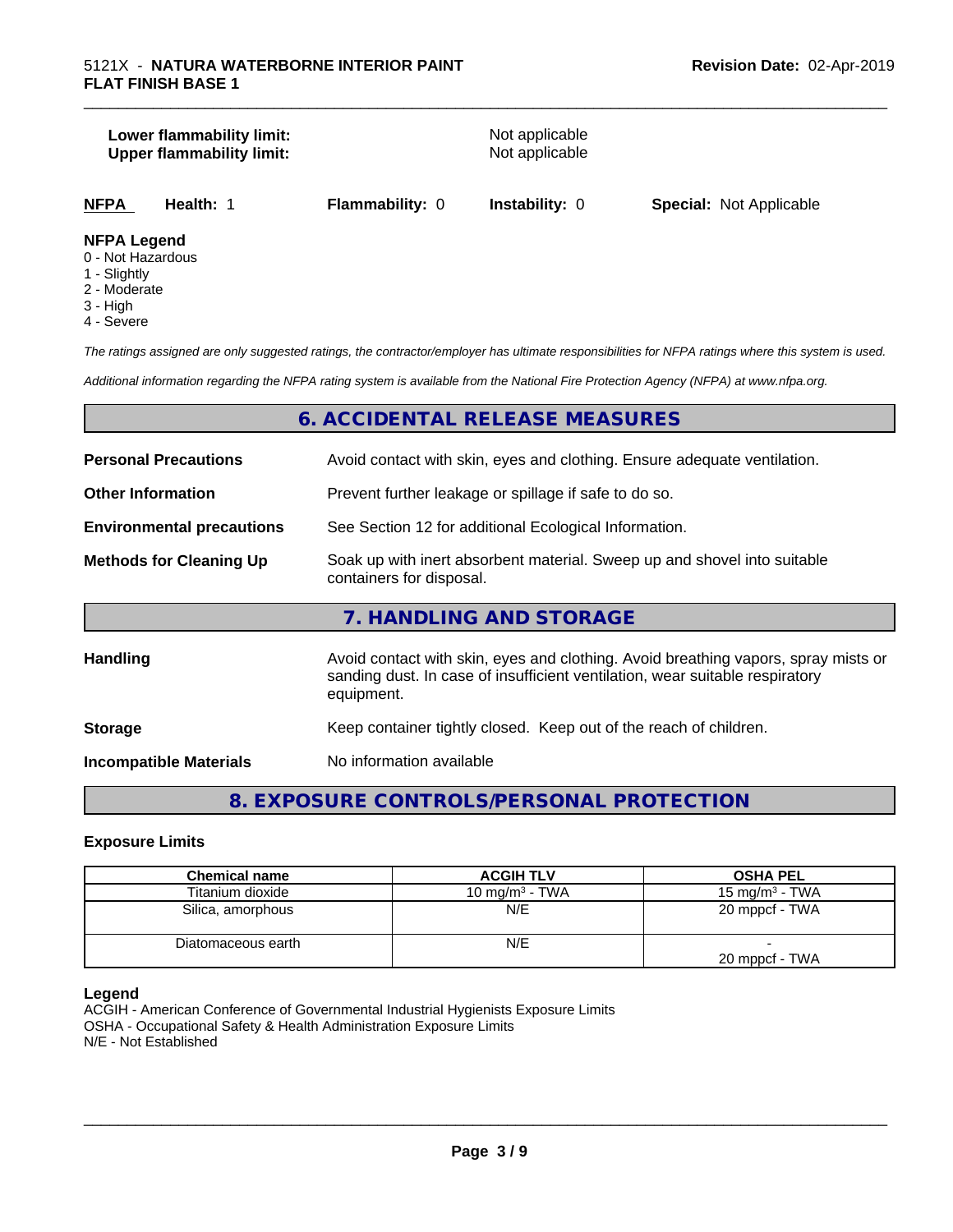| | |
|---|---|
| **Lower flammability limit:** | Not applicable |
| **Upper flammability limit:** | Not applicable |

| **NFPA** | **Health:** 1 | **Flammability:** 0 | **Instability:** 0 | **Special:** Not Applicable |
|---|---|---|---|---|

**NFPA Legend**

- 0 - Not Hazardous
- 1 - Slightly
- 2 - Moderate
- 3 - High
- 4 - Severe

*The ratings assigned are only suggested ratings, the contractor/employer has ultimate responsibilities for NFPA ratings where this system is used.*

*Additional information regarding the NFPA rating system is available from the National Fire Protection Agency (NFPA) at www.nfpa.org.*

## 6. ACCIDENTAL RELEASE MEASURES

| | |
|---|---|
| **Personal Precautions** | Avoid contact with skin, eyes and clothing. Ensure adequate ventilation. |
| **Other Information** | Prevent further leakage or spillage if safe to do so. |
| **Environmental precautions** | See Section 12 for additional Ecological Information. |
| **Methods for Cleaning Up** | Soak up with inert absorbent material. Sweep up and shovel into suitable containers for disposal. |

## 7. HANDLING AND STORAGE

| | |
|---|---|
| **Handling** | Avoid contact with skin, eyes and clothing. Avoid breathing vapors, spray mists or sanding dust. In case of insufficient ventilation, wear suitable respiratory equipment. |
| **Storage** | Keep container tightly closed. Keep out of the reach of children. |
| **Incompatible Materials** | No information available |

## 8. EXPOSURE CONTROLS/PERSONAL PROTECTION

### Exposure Limits

| Chemical name | ACGIH TLV | OSHA PEL |
|---|---|---|
| Titanium dioxide | 10 mg/m³ - TWA | 15 mg/m³ - TWA |
| Silica, amorphous | N/E | 20 mppcf - TWA |
| Diatomaceous earth | N/E | -<br>20 mppcf - TWA |

**Legend**

ACGIH - American Conference of Governmental Industrial Hygienists Exposure Limits
OSHA - Occupational Safety & Health Administration Exposure Limits
N/E - Not Established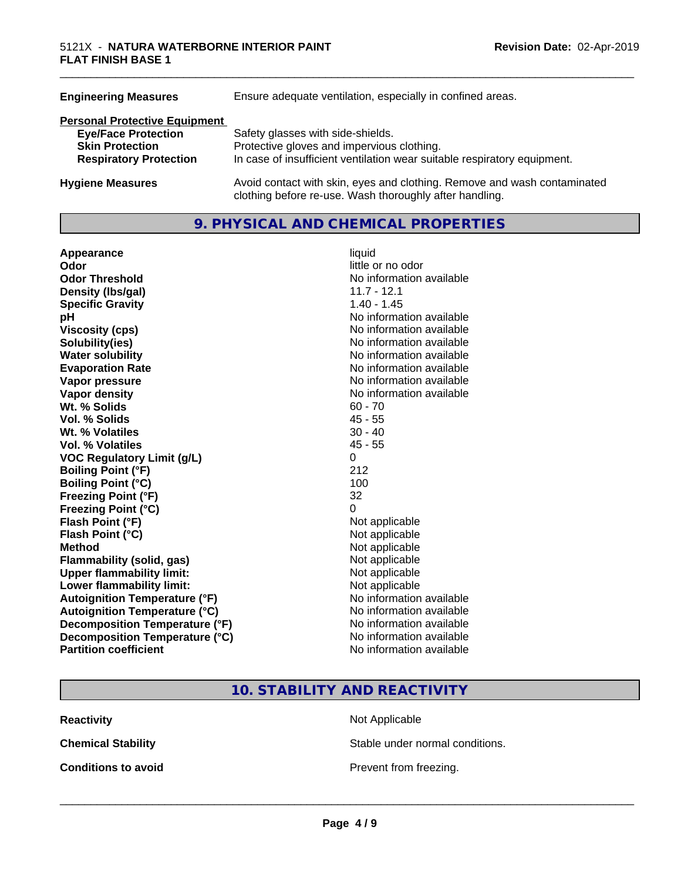| | |
|---|---|
| **Engineering Measures** | Ensure adequate ventilation, especially in confined areas. |

**Personal Protective Equipment**

| | |
|---|---|
| **Eye/Face Protection** | Safety glasses with side-shields. |
| **Skin Protection** | Protective gloves and impervious clothing. |
| **Respiratory Protection** | In case of insufficient ventilation wear suitable respiratory equipment. |

| | |
|---|---|
| **Hygiene Measures** | Avoid contact with skin, eyes and clothing. Remove and wash contaminated clothing before re-use. Wash thoroughly after handling. |

## 9. PHYSICAL AND CHEMICAL PROPERTIES

| | |
|---|---|
| **Appearance** | liquid |
| **Odor** | little or no odor |
| **Odor Threshold** | No information available |
| **Density (lbs/gal)** | 11.7 - 12.1 |
| **Specific Gravity** | 1.40 - 1.45 |
| **pH** | No information available |
| **Viscosity (cps)** | No information available |
| **Solubility(ies)** | No information available |
| **Water solubility** | No information available |
| **Evaporation Rate** | No information available |
| **Vapor pressure** | No information available |
| **Vapor density** | No information available |
| **Wt. % Solids** | 60 - 70 |
| **Vol. % Solids** | 45 - 55 |
| **Wt. % Volatiles** | 30 - 40 |
| **Vol. % Volatiles** | 45 - 55 |
| **VOC Regulatory Limit (g/L)** | 0 |
| **Boiling Point (°F)** | 212 |
| **Boiling Point (°C)** | 100 |
| **Freezing Point (°F)** | 32 |
| **Freezing Point (°C)** | 0 |
| **Flash Point (°F)** | Not applicable |
| **Flash Point (°C)** | Not applicable |
| **Method** | Not applicable |
| **Flammability (solid, gas)** | Not applicable |
| **Upper flammability limit:** | Not applicable |
| **Lower flammability limit:** | Not applicable |
| **Autoignition Temperature (°F)** | No information available |
| **Autoignition Temperature (°C)** | No information available |
| **Decomposition Temperature (°F)** | No information available |
| **Decomposition Temperature (°C)** | No information available |
| **Partition coefficient** | No information available |

## 10. STABILITY AND REACTIVITY

| | |
|---|---|
| **Reactivity** | Not Applicable |
| **Chemical Stability** | Stable under normal conditions. |
| **Conditions to avoid** | Prevent from freezing. |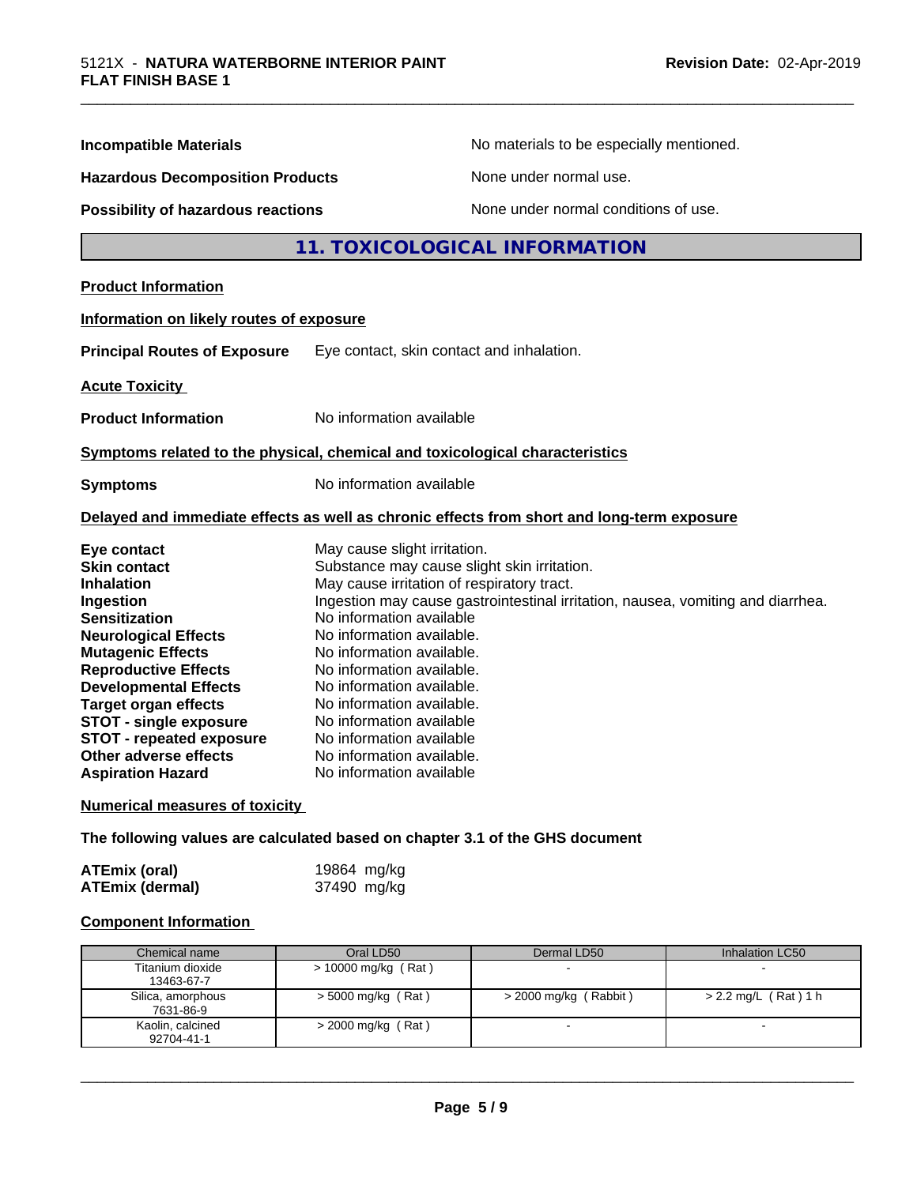**Incompatible Materials** No materials to be especially mentioned.

**Hazardous Decomposition Products** None under normal use.

**Possibility of hazardous reactions** None under normal conditions of use.

## 11. TOXICOLOGICAL INFORMATION

**Product Information**

**Information on likely routes of exposure**

**Principal Routes of Exposure** Eye contact, skin contact and inhalation.

**Acute Toxicity**

**Product Information** No information available

**Symptoms related to the physical, chemical and toxicological characteristics**

**Symptoms** No information available

**Delayed and immediate effects as well as chronic effects from short and long-term exposure**

**Eye contact** May cause slight irritation.
**Skin contact** Substance may cause slight skin irritation.
**Inhalation** May cause irritation of respiratory tract.
**Ingestion** Ingestion may cause gastrointestinal irritation, nausea, vomiting and diarrhea.
**Sensitization** No information available
**Neurological Effects** No information available.
**Mutagenic Effects** No information available.
**Reproductive Effects** No information available.
**Developmental Effects** No information available.
**Target organ effects** No information available.
**STOT - single exposure** No information available
**STOT - repeated exposure** No information available
**Other adverse effects** No information available.
**Aspiration Hazard** No information available

**Numerical measures of toxicity**

**The following values are calculated based on chapter 3.1 of the GHS document**

**ATEmix (oral)** 19864 mg/kg
**ATEmix (dermal)** 37490 mg/kg

**Component Information**

| Chemical name | Oral LD50 | Dermal LD50 | Inhalation LC50 |
| --- | --- | --- | --- |
| Titanium dioxide 13463-67-7 | > 10000 mg/kg ( Rat ) | - | - |
| Silica, amorphous 7631-86-9 | > 5000 mg/kg ( Rat ) | > 2000 mg/kg ( Rabbit ) | > 2.2 mg/L ( Rat ) 1 h |
| Kaolin, calcined 92704-41-1 | > 2000 mg/kg ( Rat ) | - | - |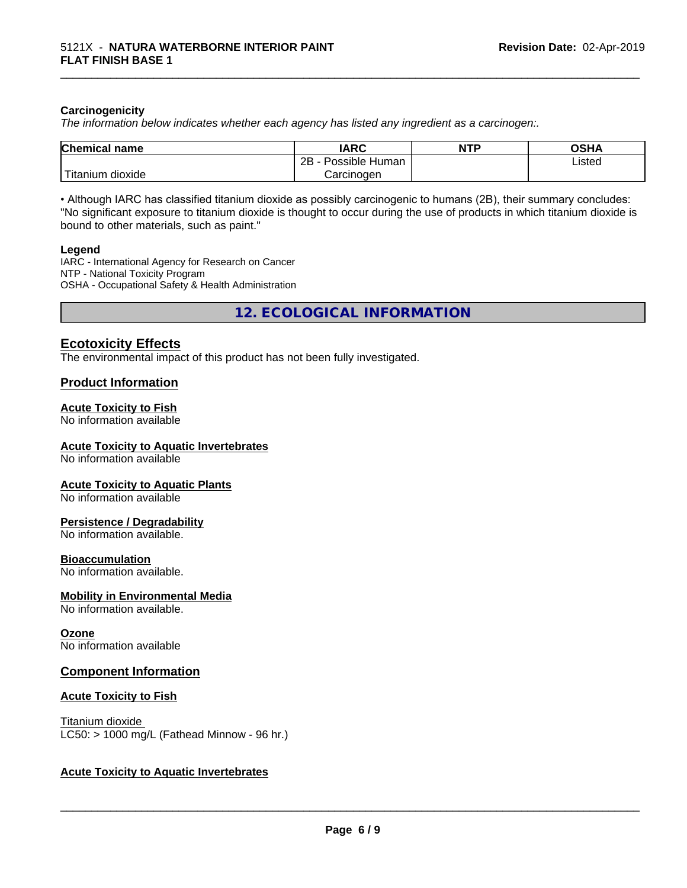**Carcinogenicity**

*The information below indicates whether each agency has listed any ingredient as a carcinogen:.*

| Chemical name | IARC | NTP | OSHA |
|---|---|---|---|
| Titanium dioxide | 2B - Possible Human Carcinogen | | Listed |

• Although IARC has classified titanium dioxide as possibly carcinogenic to humans (2B), their summary concludes: "No significant exposure to titanium dioxide is thought to occur during the use of products in which titanium dioxide is bound to other materials, such as paint."

**Legend**

IARC - International Agency for Research on Cancer
NTP - National Toxicity Program
OSHA - Occupational Safety & Health Administration

## 12. ECOLOGICAL INFORMATION

### Ecotoxicity Effects

The environmental impact of this product has not been fully investigated.

### Product Information

**Acute Toxicity to Fish**
No information available

**Acute Toxicity to Aquatic Invertebrates**
No information available

**Acute Toxicity to Aquatic Plants**
No information available

**Persistence / Degradability**
No information available.

**Bioaccumulation**
No information available.

**Mobility in Environmental Media**
No information available.

**Ozone**
No information available

### Component Information

**Acute Toxicity to Fish**

Titanium dioxide
LC50: > 1000 mg/L (Fathead Minnow - 96 hr.)

**Acute Toxicity to Aquatic Invertebrates**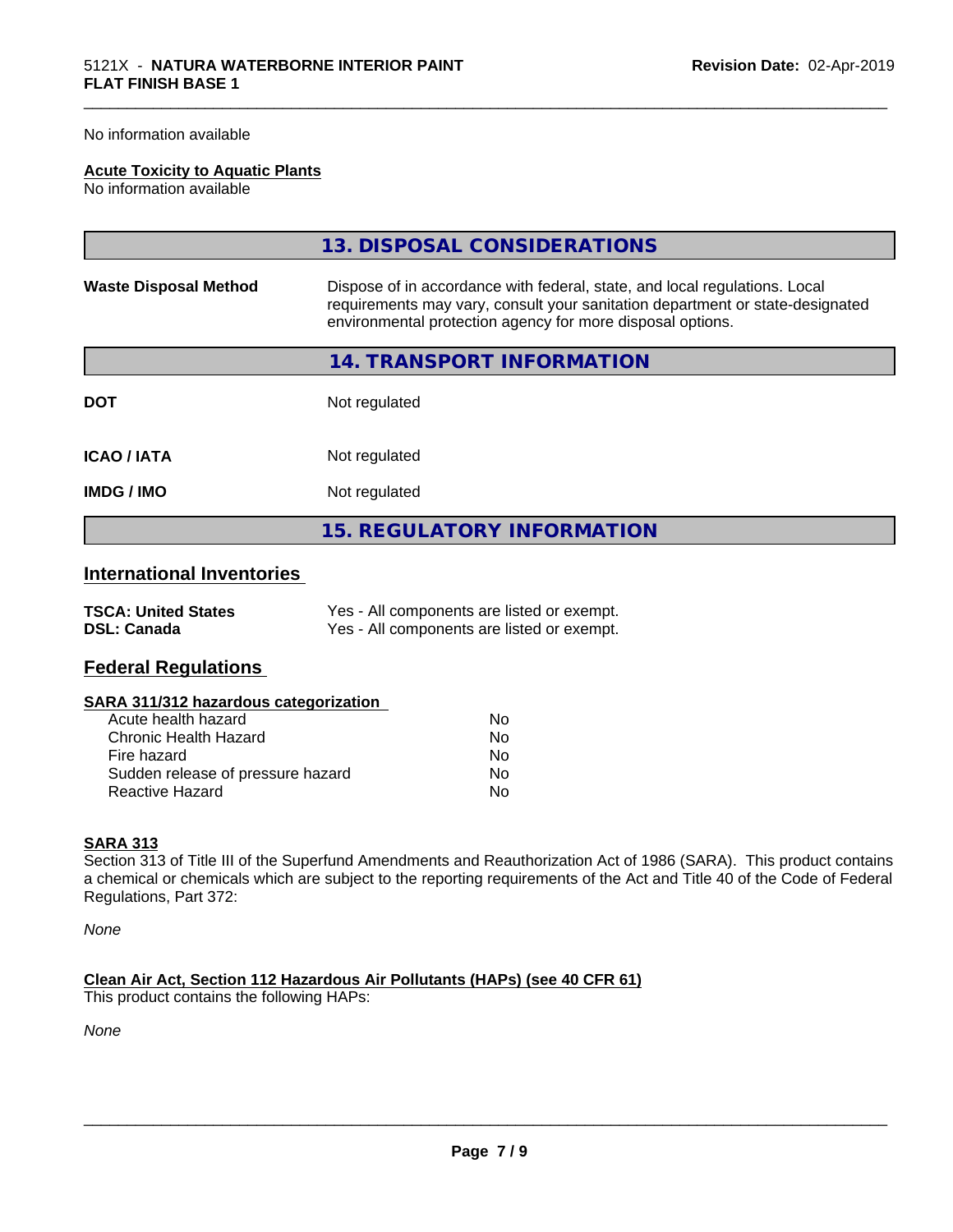No information available

**Acute Toxicity to Aquatic Plants**
No information available

## 13. DISPOSAL CONSIDERATIONS

| | |
|---|---|
| **Waste Disposal Method** | Dispose of in accordance with federal, state, and local regulations. Local requirements may vary, consult your sanitation department or state-designated environmental protection agency for more disposal options. |

## 14. TRANSPORT INFORMATION

| | |
|---|---|
| **DOT** | Not regulated |
| **ICAO / IATA** | Not regulated |
| **IMDG / IMO** | Not regulated |

## 15. REGULATORY INFORMATION

### International Inventories

| | |
|---|---|
| **TSCA: United States** | Yes - All components are listed or exempt. |
| **DSL: Canada** | Yes - All components are listed or exempt. |

### Federal Regulations

**SARA 311/312 hazardous categorization**

| | |
|---|---|
| Acute health hazard | No |
| Chronic Health Hazard | No |
| Fire hazard | No |
| Sudden release of pressure hazard | No |
| Reactive Hazard | No |

**SARA 313**
Section 313 of Title III of the Superfund Amendments and Reauthorization Act of 1986 (SARA). This product contains a chemical or chemicals which are subject to the reporting requirements of the Act and Title 40 of the Code of Federal Regulations, Part 372:

*None*

**Clean Air Act, Section 112 Hazardous Air Pollutants (HAPs) (see 40 CFR 61)**
This product contains the following HAPs:

*None*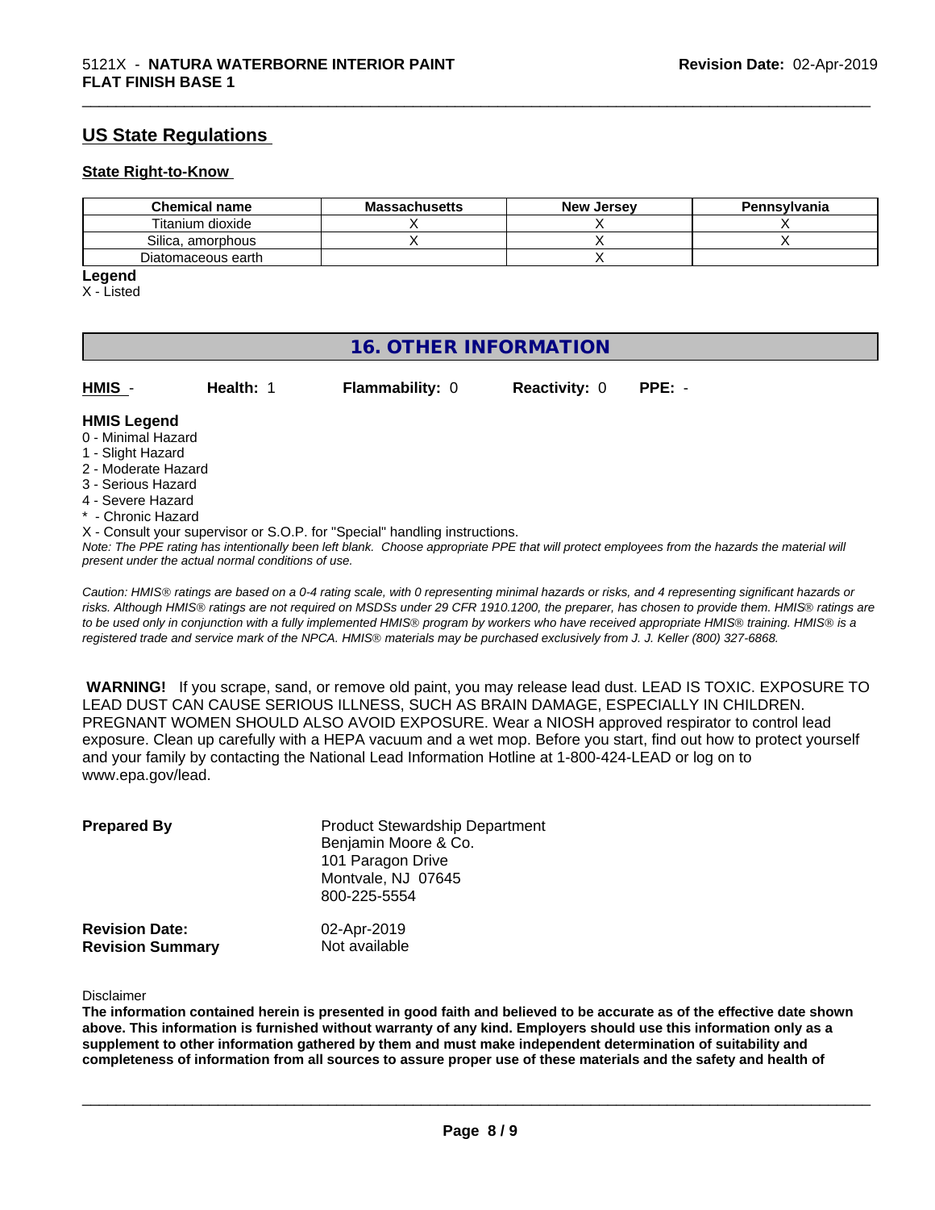## US State Regulations

### State Right-to-Know

| Chemical name | Massachusetts | New Jersey | Pennsylvania |
|---|---|---|---|
| Titanium dioxide | X | X | X |
| Silica, amorphous | X | X | X |
| Diatomaceous earth | | X | |

**Legend**
X - Listed

## 16. OTHER INFORMATION

**HMIS** - **Health:** 1 **Flammability:** 0 **Reactivity:** 0 **PPE:** -

**HMIS Legend**
0 - Minimal Hazard
1 - Slight Hazard
2 - Moderate Hazard
3 - Serious Hazard
4 - Severe Hazard
* - Chronic Hazard
X - Consult your supervisor or S.O.P. for "Special" handling instructions.

*Note: The PPE rating has intentionally been left blank. Choose appropriate PPE that will protect employees from the hazards the material will present under the actual normal conditions of use.*

*Caution: HMIS® ratings are based on a 0-4 rating scale, with 0 representing minimal hazards or risks, and 4 representing significant hazards or risks. Although HMIS® ratings are not required on MSDSs under 29 CFR 1910.1200, the preparer, has chosen to provide them. HMIS® ratings are to be used only in conjunction with a fully implemented HMIS® program by workers who have received appropriate HMIS® training. HMIS® is a registered trade and service mark of the NPCA. HMIS® materials may be purchased exclusively from J. J. Keller (800) 327-6868.*

**WARNING!** If you scrape, sand, or remove old paint, you may release lead dust. LEAD IS TOXIC. EXPOSURE TO LEAD DUST CAN CAUSE SERIOUS ILLNESS, SUCH AS BRAIN DAMAGE, ESPECIALLY IN CHILDREN. PREGNANT WOMEN SHOULD ALSO AVOID EXPOSURE. Wear a NIOSH approved respirator to control lead exposure. Clean up carefully with a HEPA vacuum and a wet mop. Before you start, find out how to protect yourself and your family by contacting the National Lead Information Hotline at 1-800-424-LEAD or log on to www.epa.gov/lead.

**Prepared By**
Product Stewardship Department
Benjamin Moore & Co.
101 Paragon Drive
Montvale, NJ 07645
800-225-5554

**Revision Date:** 02-Apr-2019
**Revision Summary** Not available

Disclaimer

**The information contained herein is presented in good faith and believed to be accurate as of the effective date shown above. This information is furnished without warranty of any kind. Employers should use this information only as a supplement to other information gathered by them and must make independent determination of suitability and completeness of information from all sources to assure proper use of these materials and the safety and health of**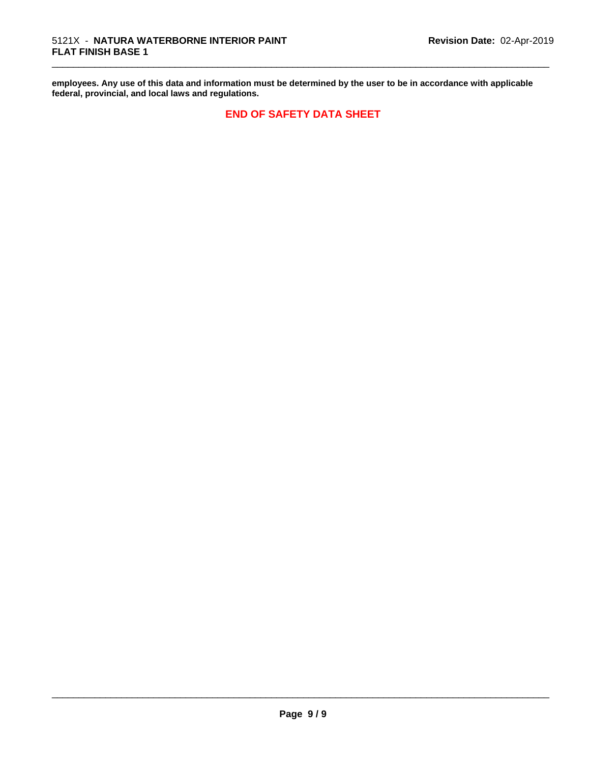**employees. Any use of this data and information must be determined by the user to be in accordance with applicable federal, provincial, and local laws and regulations.**

**END OF SAFETY DATA SHEET**